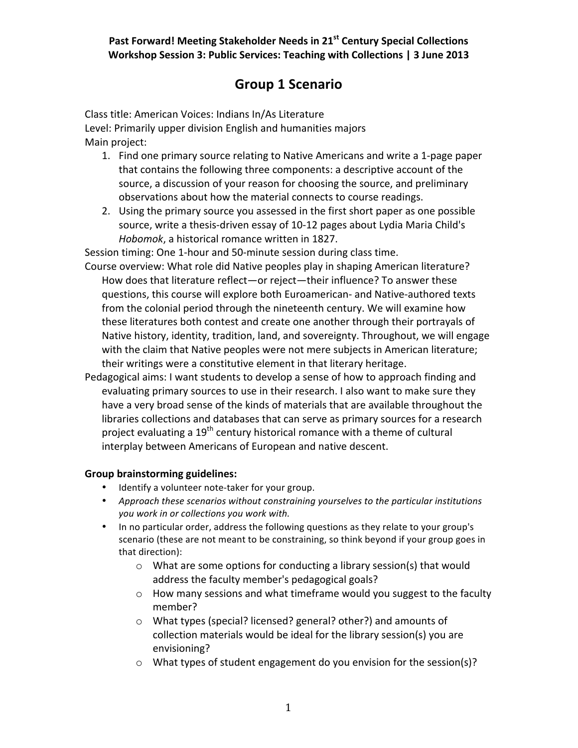**Past Forward! Meeting Stakeholder Needs in 21st Century Special Collections**
**Workshop Session 3: Public Services: Teaching with Collections | 3 June 2013**

# Group 1 Scenario

Class title: American Voices: Indians In/As Literature
Level: Primarily upper division English and humanities majors
Main project:

1. Find one primary source relating to Native Americans and write a 1-page paper that contains the following three components: a descriptive account of the source, a discussion of your reason for choosing the source, and preliminary observations about how the material connects to course readings.
2. Using the primary source you assessed in the first short paper as one possible source, write a thesis-driven essay of 10-12 pages about Lydia Maria Child's *Hobomok*, a historical romance written in 1827.

Session timing: One 1-hour and 50-minute session during class time.

Course overview: What role did Native peoples play in shaping American literature? How does that literature reflect—or reject—their influence? To answer these questions, this course will explore both Euroamerican- and Native-authored texts from the colonial period through the nineteenth century. We will examine how these literatures both contest and create one another through their portrayals of Native history, identity, tradition, land, and sovereignty. Throughout, we will engage with the claim that Native peoples were not mere subjects in American literature; their writings were a constitutive element in that literary heritage.

Pedagogical aims: I want students to develop a sense of how to approach finding and evaluating primary sources to use in their research. I also want to make sure they have a very broad sense of the kinds of materials that are available throughout the libraries collections and databases that can serve as primary sources for a research project evaluating a 19th century historical romance with a theme of cultural interplay between Americans of European and native descent.

**Group brainstorming guidelines:**

- Identify a volunteer note-taker for your group.
- *Approach these scenarios without constraining yourselves to the particular institutions you work in or collections you work with.*
- In no particular order, address the following questions as they relate to your group's scenario (these are not meant to be constraining, so think beyond if your group goes in that direction):
    - What are some options for conducting a library session(s) that would address the faculty member's pedagogical goals?
    - How many sessions and what timeframe would you suggest to the faculty member?
    - What types (special? licensed? general? other?) and amounts of collection materials would be ideal for the library session(s) you are envisioning?
    - What types of student engagement do you envision for the session(s)?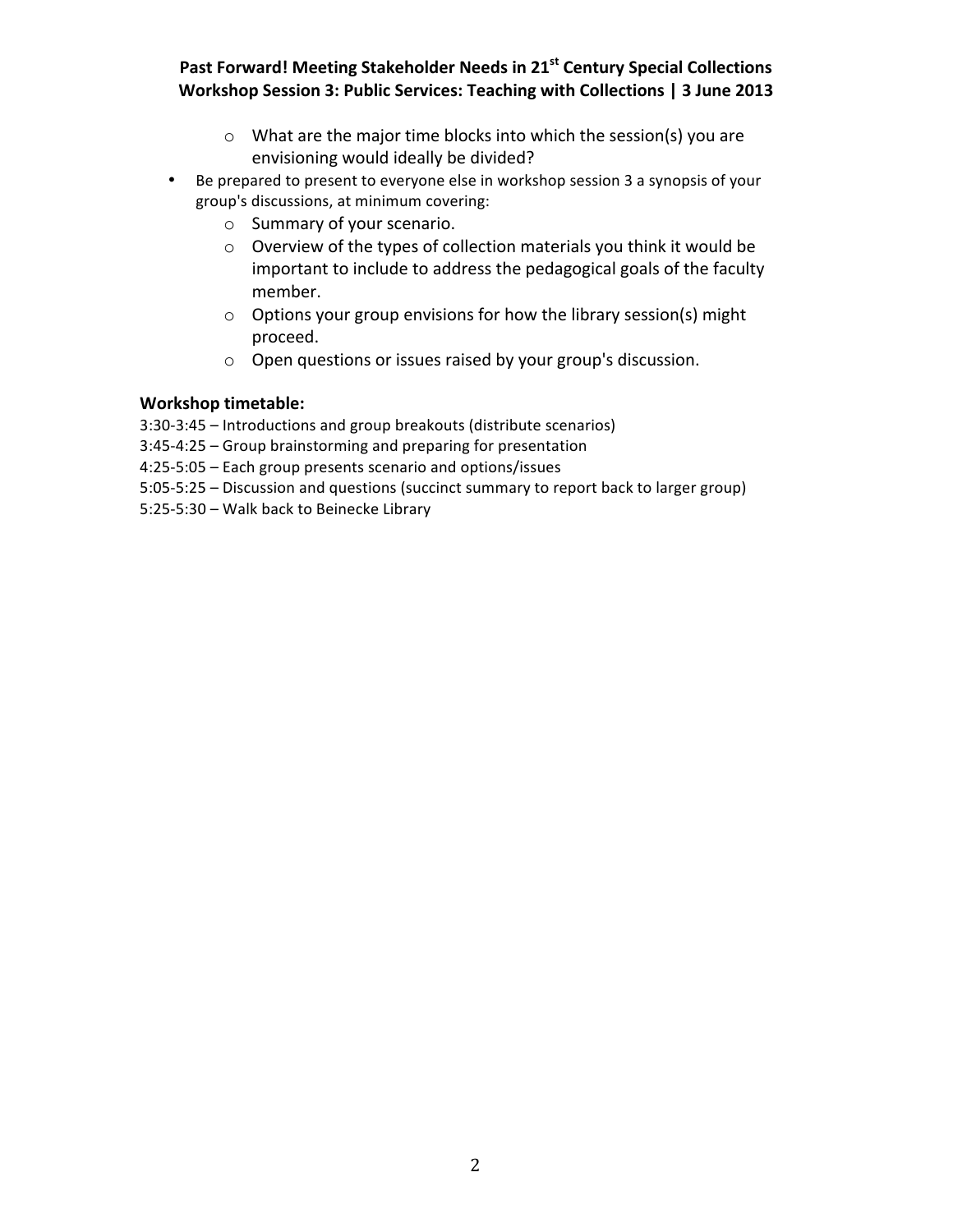- What are the major time blocks into which the session(s) you are envisioning would ideally be divided?
- Be prepared to present to everyone else in workshop session 3 a synopsis of your group's discussions, at minimum covering:
  - Summary of your scenario.
  - Overview of the types of collection materials you think it would be important to include to address the pedagogical goals of the faculty member.
  - Options your group envisions for how the library session(s) might proceed.
  - Open questions or issues raised by your group's discussion.

**Workshop timetable:**

3:30-3:45 – Introductions and group breakouts (distribute scenarios)
3:45-4:25 – Group brainstorming and preparing for presentation
4:25-5:05 – Each group presents scenario and options/issues
5:05-5:25 – Discussion and questions (succinct summary to report back to larger group)
5:25-5:30 – Walk back to Beinecke Library